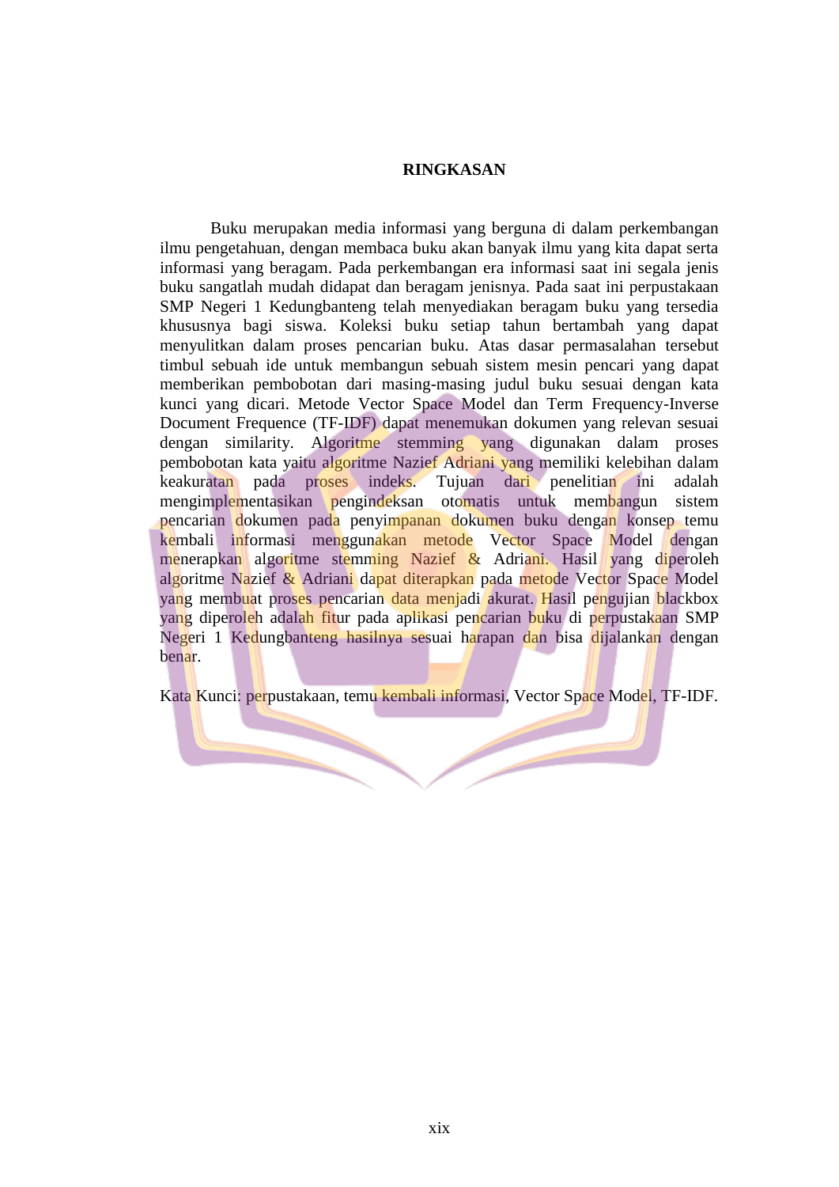# RINGKASAN

Buku merupakan media informasi yang berguna di dalam perkembangan ilmu pengetahuan, dengan membaca buku akan banyak ilmu yang kita dapat serta informasi yang beragam. Pada perkembangan era informasi saat ini segala jenis buku sangatlah mudah didapat dan beragam jenisnya. Pada saat ini perpustakaan SMP Negeri 1 Kedungbanteng telah menyediakan beragam buku yang tersedia khususnya bagi siswa. Koleksi buku setiap tahun bertambah yang dapat menyulitkan dalam proses pencarian buku. Atas dasar permasalahan tersebut timbul sebuah ide untuk membangun sebuah sistem mesin pencari yang dapat memberikan pembobotan dari masing-masing judul buku sesuai dengan kata kunci yang dicari. Metode Vector Space Model dan Term Frequency-Inverse Document Frequence (TF-IDF) dapat menemukan dokumen yang relevan sesuai dengan similarity. Algoritme stemming yang digunakan dalam proses pembobotan kata yaitu algoritme Nazief Adriani yang memiliki kelebihan dalam keakuratan pada proses indeks. Tujuan dari penelitian ini adalah mengimplementasikan pengindeksan otomatis untuk membangun sistem pencarian dokumen pada penyimpanan dokumen buku dengan konsep temu kembali informasi menggunakan metode Vector Space Model dengan menerapkan algoritme stemming Nazief & Adriani. Hasil yang diperoleh algoritme Nazief & Adriani dapat diterapkan pada metode Vector Space Model yang membuat proses pencarian data menjadi akurat. Hasil pengujian blackbox yang diperoleh adalah fitur pada aplikasi pencarian buku di perpustakaan SMP Negeri 1 Kedungbanteng hasilnya sesuai harapan dan bisa dijalankan dengan benar.

Kata Kunci: perpustakaan, temu kembali informasi, Vector Space Model, TF-IDF.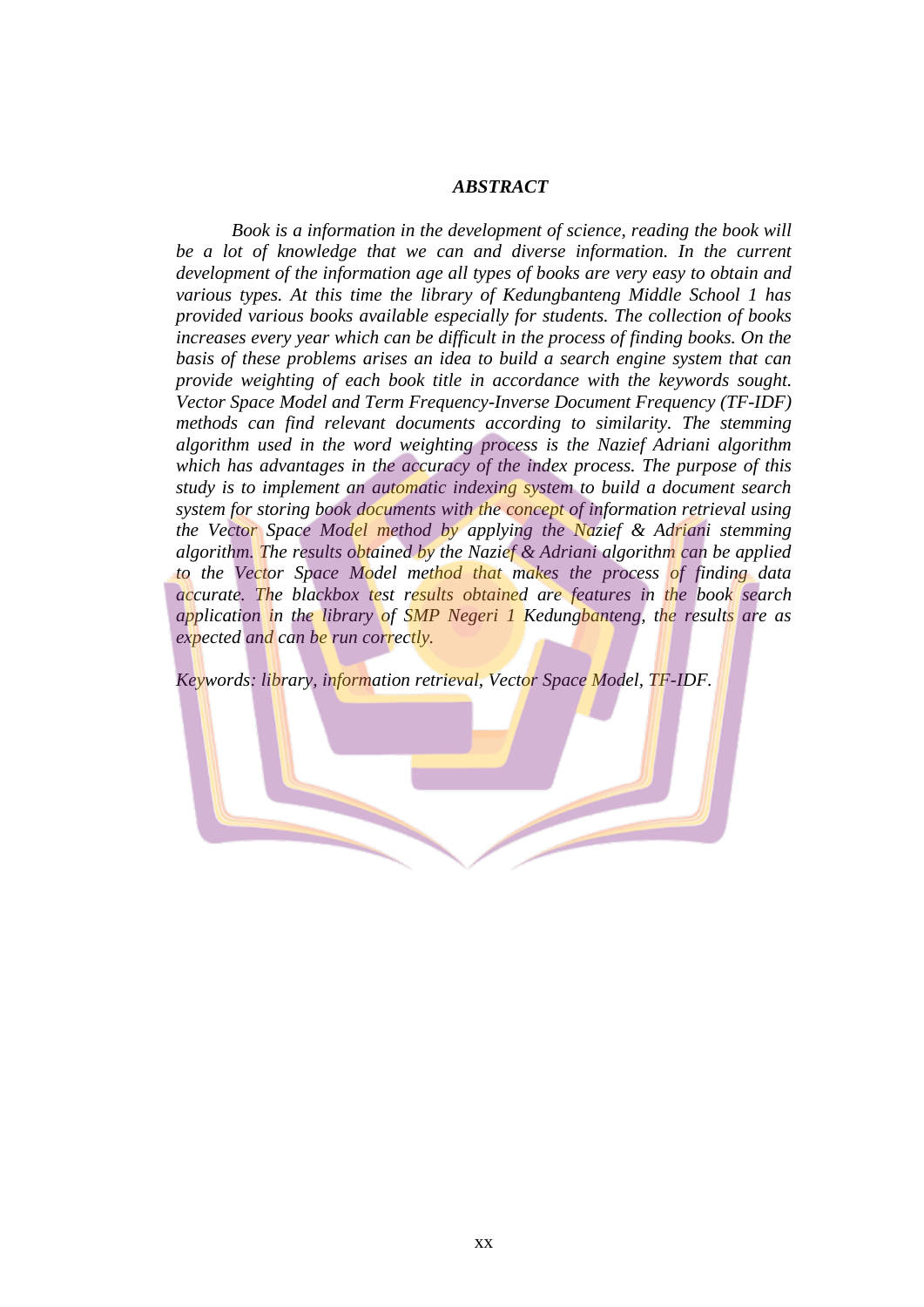### *ABSTRACT*

*Book is a information in the development of science, reading the book will be a lot of knowledge that we can and diverse information. In the current development of the information age all types of books are very easy to obtain and various types. At this time the library of Kedungbanteng Middle School 1 has provided various books available especially for students. The collection of books increases every year which can be difficult in the process of finding books. On the basis of these problems arises an idea to build a search engine system that can provide weighting of each book title in accordance with the keywords sought. Vector Space Model and Term Frequency-Inverse Document Frequency (TF-IDF) methods can find relevant documents according to similarity. The stemming algorithm used in the word weighting process is the Nazief Adriani algorithm which has advantages in the accuracy of the index process. The purpose of this study is to implement an automatic indexing system to build a document search system for storing book documents with the concept of information retrieval using the Vector Space Model method by applying the Nazief & Adriani stemming algorithm. The results obtained by the Nazief & Adriani algorithm can be applied to the Vector Space Model method that makes the process of finding data accurate. The blackbox test results obtained are features in the book search application in the library of SMP Negeri 1 Kedungbanteng, the results are as expected and can be run correctly.*

*Keywords: library, information retrieval, Vector Space Model, TF-IDF.*